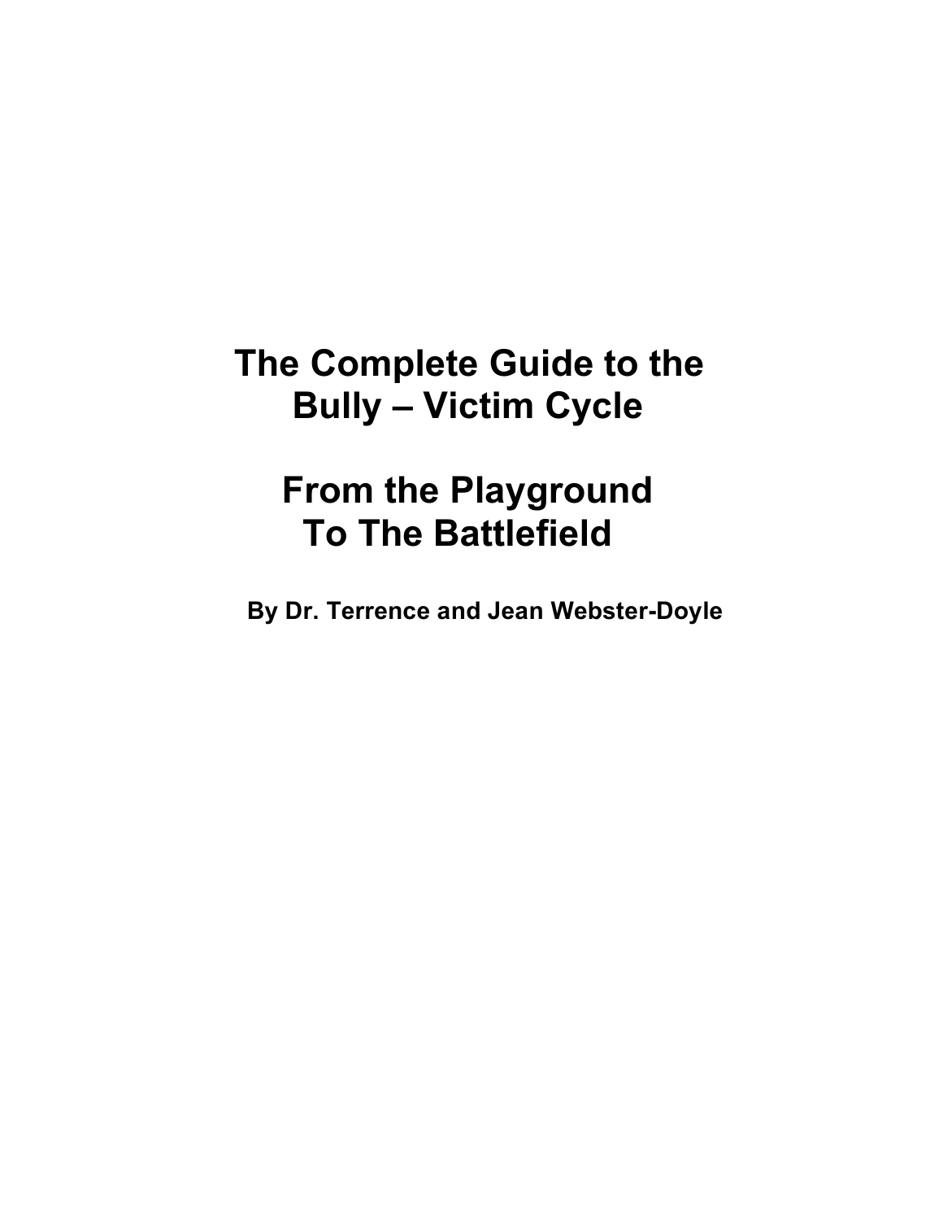# The Complete Guide to the Bully – Victim Cycle

# From the Playground To The Battlefield

**By Dr. Terrence and Jean Webster-Doyle**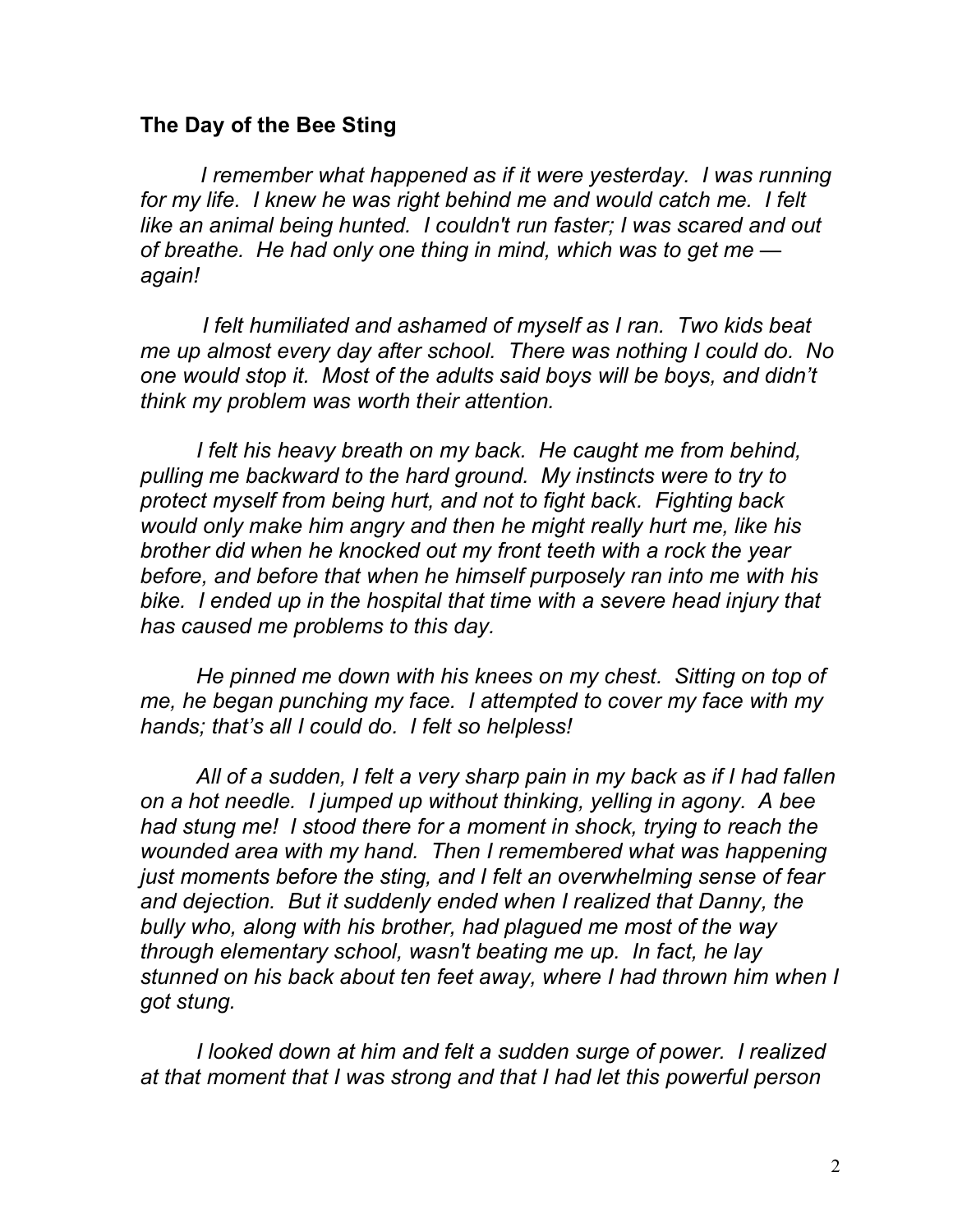**The Day of the Bee Sting**

*I remember what happened as if it were yesterday. I was running for my life. I knew he was right behind me and would catch me. I felt like an animal being hunted. I couldn't run faster; I was scared and out of breathe. He had only one thing in mind, which was to get me — again!*

*I felt humiliated and ashamed of myself as I ran. Two kids beat me up almost every day after school. There was nothing I could do. No one would stop it. Most of the adults said boys will be boys, and didn't think my problem was worth their attention.*

*I felt his heavy breath on my back. He caught me from behind, pulling me backward to the hard ground. My instincts were to try to protect myself from being hurt, and not to fight back. Fighting back would only make him angry and then he might really hurt me, like his brother did when he knocked out my front teeth with a rock the year before, and before that when he himself purposely ran into me with his bike. I ended up in the hospital that time with a severe head injury that has caused me problems to this day.*

*He pinned me down with his knees on my chest. Sitting on top of me, he began punching my face. I attempted to cover my face with my hands; that's all I could do. I felt so helpless!*

*All of a sudden, I felt a very sharp pain in my back as if I had fallen on a hot needle. I jumped up without thinking, yelling in agony. A bee had stung me! I stood there for a moment in shock, trying to reach the wounded area with my hand. Then I remembered what was happening just moments before the sting, and I felt an overwhelming sense of fear and dejection. But it suddenly ended when I realized that Danny, the bully who, along with his brother, had plagued me most of the way through elementary school, wasn't beating me up. In fact, he lay stunned on his back about ten feet away, where I had thrown him when I got stung.*

*I looked down at him and felt a sudden surge of power. I realized at that moment that I was strong and that I had let this powerful person*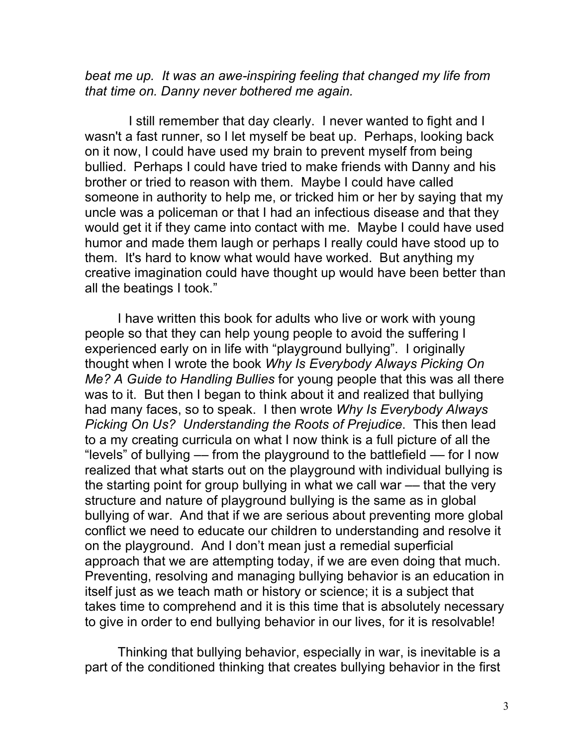*beat me up. It was an awe-inspiring feeling that changed my life from that time on. Danny never bothered me again.*

I still remember that day clearly. I never wanted to fight and I wasn't a fast runner, so I let myself be beat up. Perhaps, looking back on it now, I could have used my brain to prevent myself from being bullied. Perhaps I could have tried to make friends with Danny and his brother or tried to reason with them. Maybe I could have called someone in authority to help me, or tricked him or her by saying that my uncle was a policeman or that I had an infectious disease and that they would get it if they came into contact with me. Maybe I could have used humor and made them laugh or perhaps I really could have stood up to them. It's hard to know what would have worked. But anything my creative imagination could have thought up would have been better than all the beatings I took."

I have written this book for adults who live or work with young people so that they can help young people to avoid the suffering I experienced early on in life with "playground bullying". I originally thought when I wrote the book *Why Is Everybody Always Picking On Me? A Guide to Handling Bullies* for young people that this was all there was to it. But then I began to think about it and realized that bullying had many faces, so to speak. I then wrote *Why Is Everybody Always Picking On Us? Understanding the Roots of Prejudice*. This then lead to a my creating curricula on what I now think is a full picture of all the "levels" of bullying –– from the playground to the battlefield –– for I now realized that what starts out on the playground with individual bullying is the starting point for group bullying in what we call war –– that the very structure and nature of playground bullying is the same as in global bullying of war. And that if we are serious about preventing more global conflict we need to educate our children to understanding and resolve it on the playground. And I don't mean just a remedial superficial approach that we are attempting today, if we are even doing that much. Preventing, resolving and managing bullying behavior is an education in itself just as we teach math or history or science; it is a subject that takes time to comprehend and it is this time that is absolutely necessary to give in order to end bullying behavior in our lives, for it is resolvable!

Thinking that bullying behavior, especially in war, is inevitable is a part of the conditioned thinking that creates bullying behavior in the first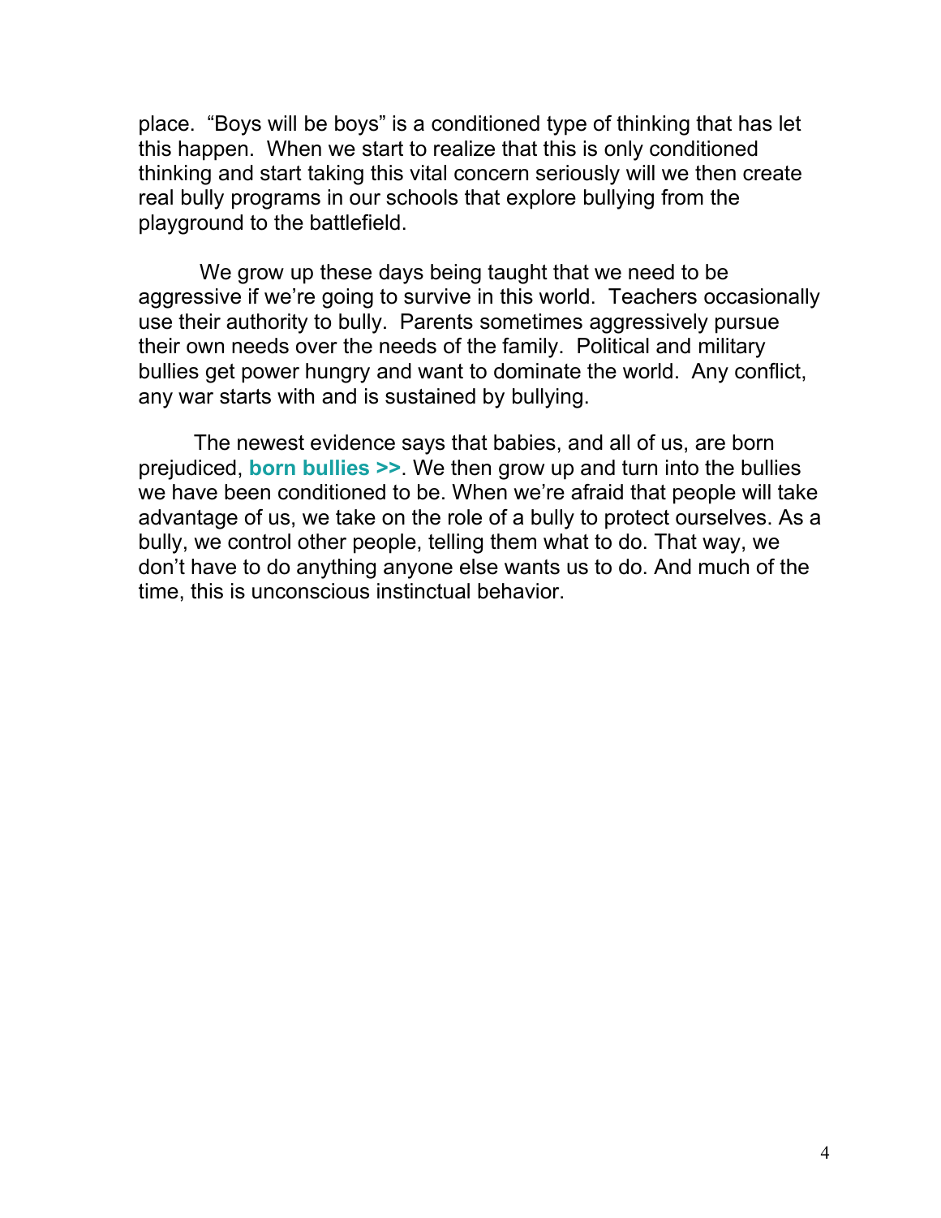place. “Boys will be boys” is a conditioned type of thinking that has let this happen. When we start to realize that this is only conditioned thinking and start taking this vital concern seriously will we then create real bully programs in our schools that explore bullying from the playground to the battlefield.

We grow up these days being taught that we need to be aggressive if we’re going to survive in this world. Teachers occasionally use their authority to bully. Parents sometimes aggressively pursue their own needs over the needs of the family. Political and military bullies get power hungry and want to dominate the world. Any conflict, any war starts with and is sustained by bullying.

The newest evidence says that babies, and all of us, are born prejudiced, **born bullies >>**. We then grow up and turn into the bullies we have been conditioned to be. When we’re afraid that people will take advantage of us, we take on the role of a bully to protect ourselves. As a bully, we control other people, telling them what to do. That way, we don’t have to do anything anyone else wants us to do. And much of the time, this is unconscious instinctual behavior.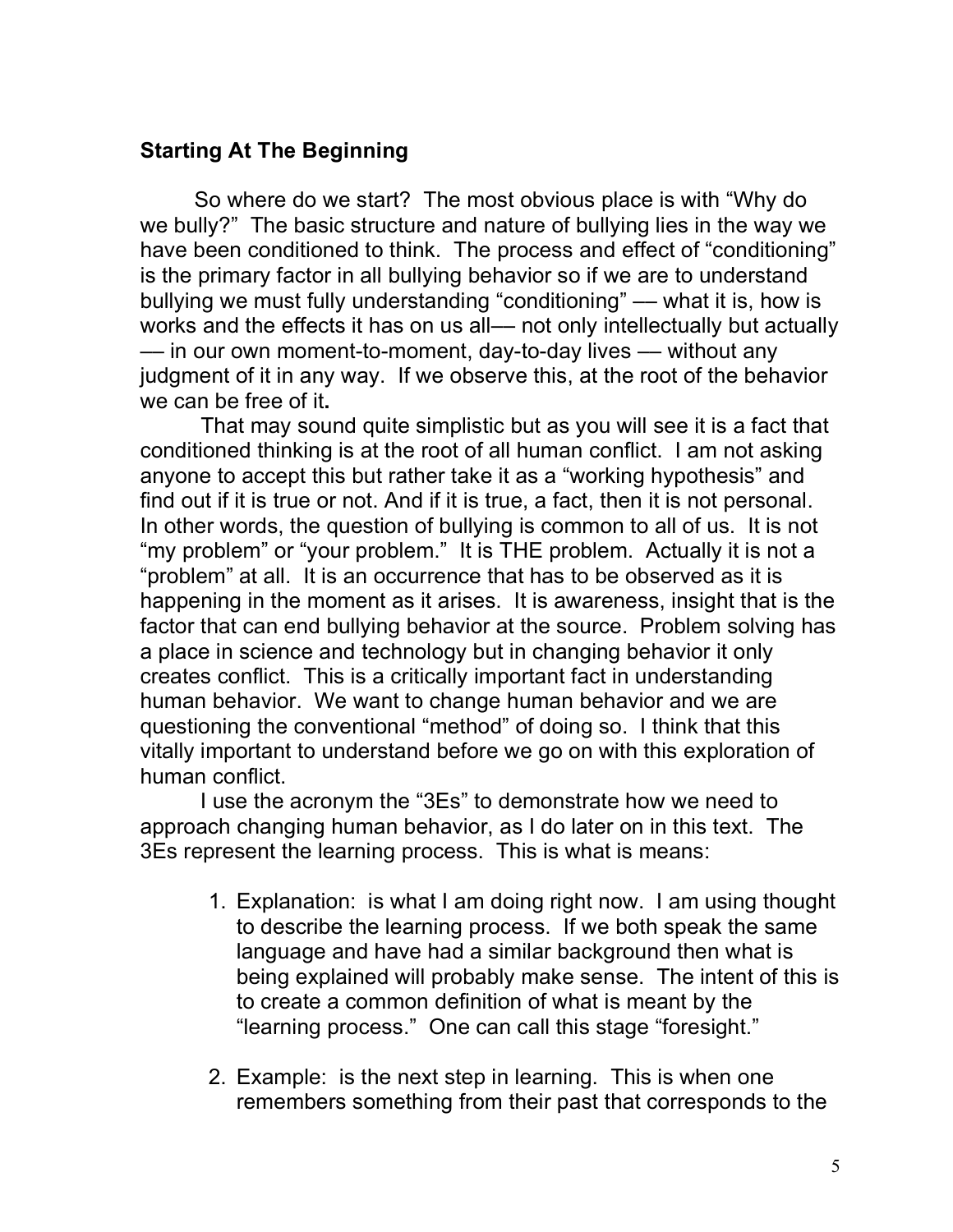## Starting At The Beginning

So where do we start? The most obvious place is with "Why do we bully?" The basic structure and nature of bullying lies in the way we have been conditioned to think. The process and effect of "conditioning" is the primary factor in all bullying behavior so if we are to understand bullying we must fully understanding "conditioning" — what it is, how is works and the effects it has on us all— not only intellectually but actually — in our own moment-to-moment, day-to-day lives — without any judgment of it in any way. If we observe this, at the root of the behavior we can be free of it**.**

That may sound quite simplistic but as you will see it is a fact that conditioned thinking is at the root of all human conflict. I am not asking anyone to accept this but rather take it as a "working hypothesis" and find out if it is true or not. And if it is true, a fact, then it is not personal. In other words, the question of bullying is common to all of us. It is not "my problem" or "your problem." It is THE problem. Actually it is not a "problem" at all. It is an occurrence that has to be observed as it is happening in the moment as it arises. It is awareness, insight that is the factor that can end bullying behavior at the source. Problem solving has a place in science and technology but in changing behavior it only creates conflict. This is a critically important fact in understanding human behavior. We want to change human behavior and we are questioning the conventional "method" of doing so. I think that this vitally important to understand before we go on with this exploration of human conflict.

I use the acronym the "3Es" to demonstrate how we need to approach changing human behavior, as I do later on in this text. The 3Es represent the learning process. This is what is means:

1. Explanation: is what I am doing right now. I am using thought to describe the learning process. If we both speak the same language and have had a similar background then what is being explained will probably make sense. The intent of this is to create a common definition of what is meant by the "learning process." One can call this stage "foresight."

2. Example: is the next step in learning. This is when one remembers something from their past that corresponds to the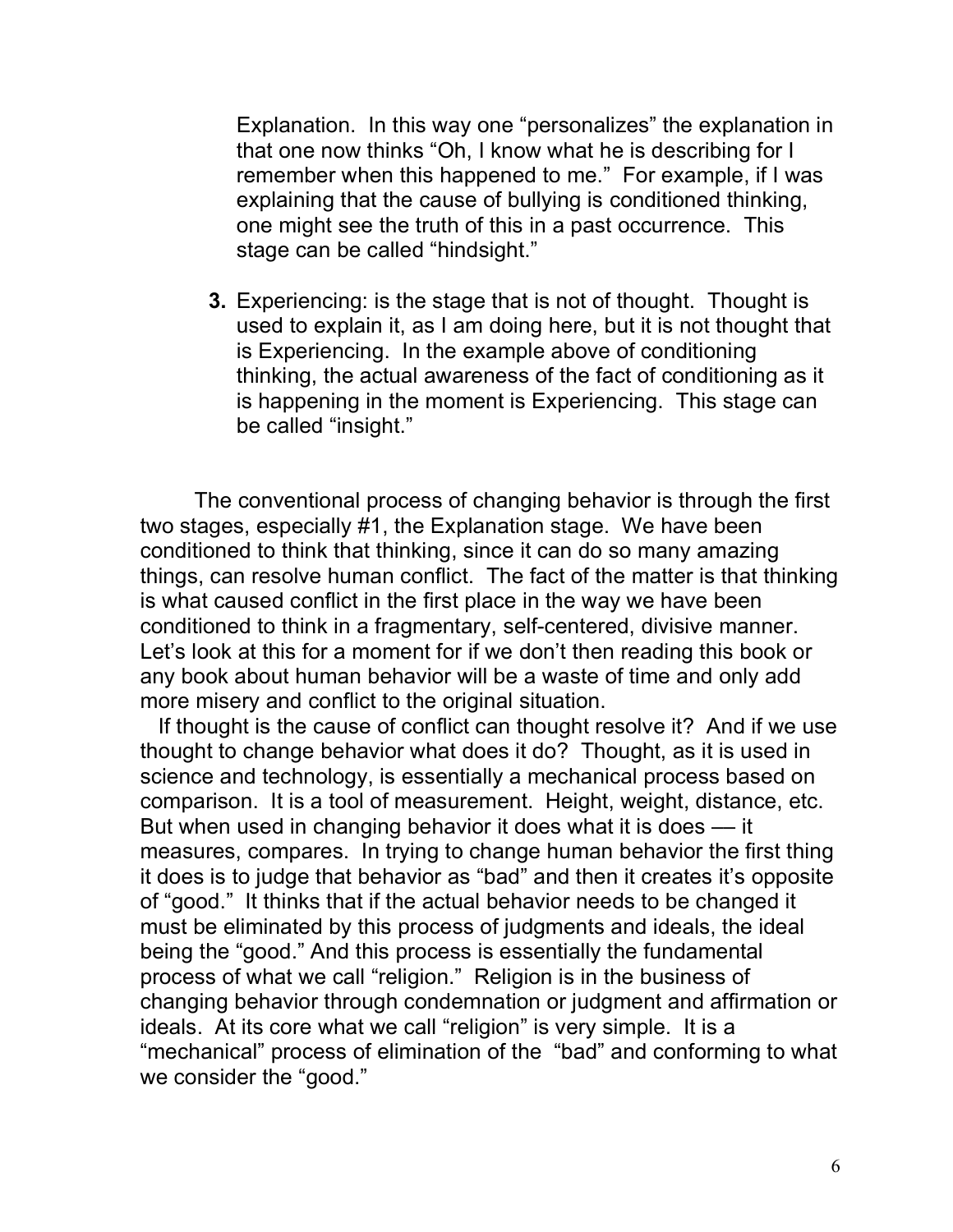Explanation. In this way one "personalizes" the explanation in that one now thinks "Oh, I know what he is describing for I remember when this happened to me." For example, if I was explaining that the cause of bullying is conditioned thinking, one might see the truth of this in a past occurrence. This stage can be called "hindsight."

3. Experiencing: is the stage that is not of thought. Thought is used to explain it, as I am doing here, but it is not thought that is Experiencing. In the example above of conditioning thinking, the actual awareness of the fact of conditioning as it is happening in the moment is Experiencing. This stage can be called "insight."

The conventional process of changing behavior is through the first two stages, especially #1, the Explanation stage. We have been conditioned to think that thinking, since it can do so many amazing things, can resolve human conflict. The fact of the matter is that thinking is what caused conflict in the first place in the way we have been conditioned to think in a fragmentary, self-centered, divisive manner. Let's look at this for a moment for if we don't then reading this book or any book about human behavior will be a waste of time and only add more misery and conflict to the original situation.

If thought is the cause of conflict can thought resolve it? And if we use thought to change behavior what does it do? Thought, as it is used in science and technology, is essentially a mechanical process based on comparison. It is a tool of measurement. Height, weight, distance, etc. But when used in changing behavior it does what it is does — it measures, compares. In trying to change human behavior the first thing it does is to judge that behavior as "bad" and then it creates it's opposite of "good." It thinks that if the actual behavior needs to be changed it must be eliminated by this process of judgments and ideals, the ideal being the "good." And this process is essentially the fundamental process of what we call "religion." Religion is in the business of changing behavior through condemnation or judgment and affirmation or ideals. At its core what we call "religion" is very simple. It is a "mechanical" process of elimination of the "bad" and conforming to what we consider the "good."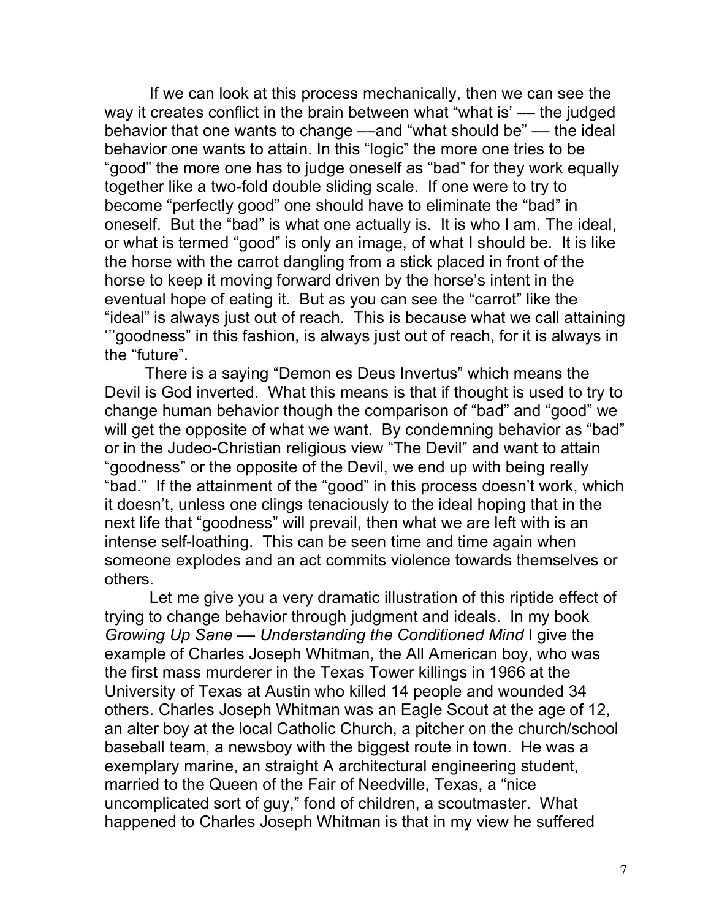If we can look at this process mechanically, then we can see the way it creates conflict in the brain between what "what is' — the judged behavior that one wants to change —and "what should be" — the ideal behavior one wants to attain. In this "logic" the more one tries to be "good" the more one has to judge oneself as "bad" for they work equally together like a two-fold double sliding scale. If one were to try to become "perfectly good" one should have to eliminate the "bad" in oneself. But the "bad" is what one actually is. It is who I am. The ideal, or what is termed "good" is only an image, of what I should be. It is like the horse with the carrot dangling from a stick placed in front of the horse to keep it moving forward driven by the horse's intent in the eventual hope of eating it. But as you can see the "carrot" like the "ideal" is always just out of reach. This is because what we call attaining '''goodness" in this fashion, is always just out of reach, for it is always in the "future".

There is a saying "Demon es Deus Invertus" which means the Devil is God inverted. What this means is that if thought is used to try to change human behavior though the comparison of "bad" and "good" we will get the opposite of what we want. By condemning behavior as "bad" or in the Judeo-Christian religious view "The Devil" and want to attain "goodness" or the opposite of the Devil, we end up with being really "bad." If the attainment of the "good" in this process doesn't work, which it doesn't, unless one clings tenaciously to the ideal hoping that in the next life that "goodness" will prevail, then what we are left with is an intense self-loathing. This can be seen time and time again when someone explodes and an act commits violence towards themselves or others.

Let me give you a very dramatic illustration of this riptide effect of trying to change behavior through judgment and ideals. In my book *Growing Up Sane — Understanding the Conditioned Mind* I give the example of Charles Joseph Whitman, the All American boy, who was the first mass murderer in the Texas Tower killings in 1966 at the University of Texas at Austin who killed 14 people and wounded 34 others. Charles Joseph Whitman was an Eagle Scout at the age of 12, an alter boy at the local Catholic Church, a pitcher on the church/school baseball team, a newsboy with the biggest route in town. He was a exemplary marine, an straight A architectural engineering student, married to the Queen of the Fair of Needville, Texas, a "nice uncomplicated sort of guy," fond of children, a scoutmaster. What happened to Charles Joseph Whitman is that in my view he suffered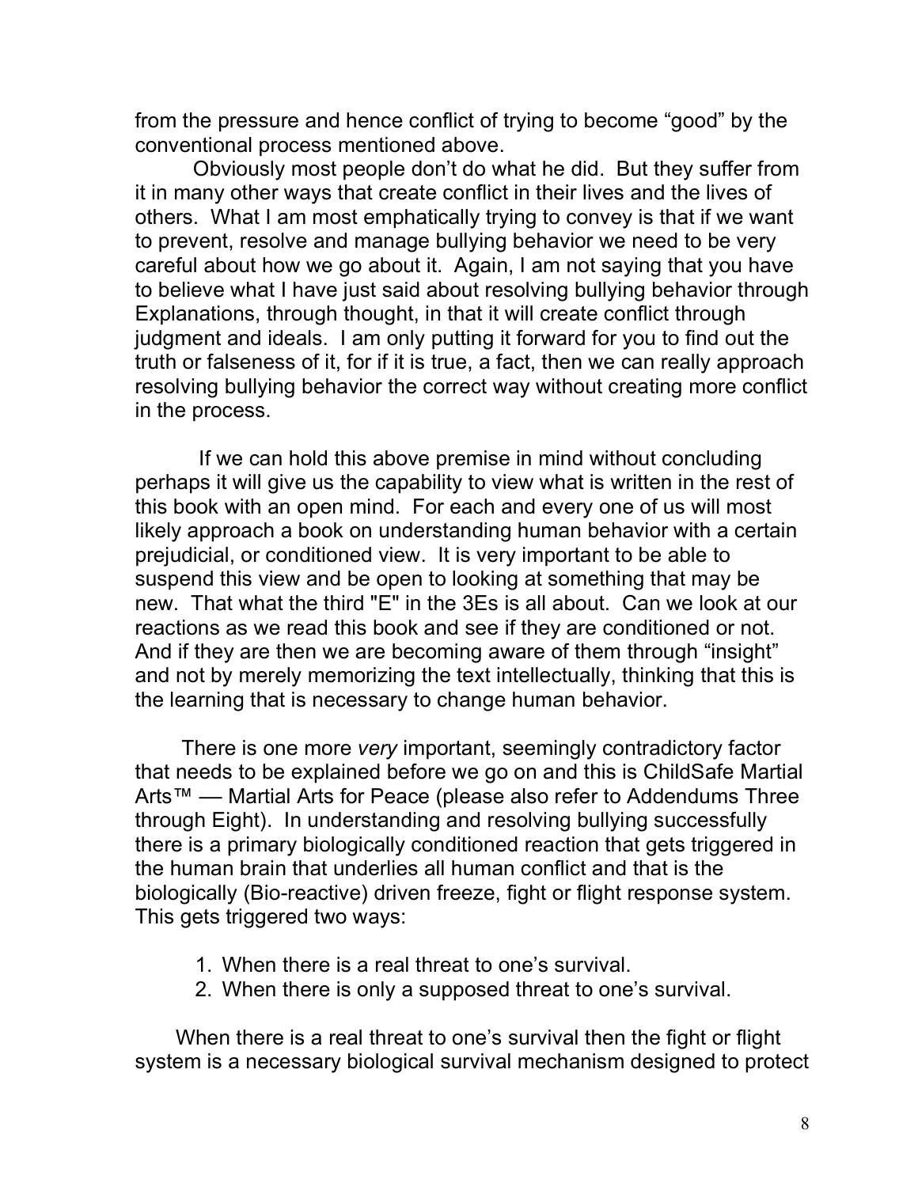from the pressure and hence conflict of trying to become “good” by the conventional process mentioned above.

Obviously most people don’t do what he did. But they suffer from it in many other ways that create conflict in their lives and the lives of others. What I am most emphatically trying to convey is that if we want to prevent, resolve and manage bullying behavior we need to be very careful about how we go about it. Again, I am not saying that you have to believe what I have just said about resolving bullying behavior through Explanations, through thought, in that it will create conflict through judgment and ideals. I am only putting it forward for you to find out the truth or falseness of it, for if it is true, a fact, then we can really approach resolving bullying behavior the correct way without creating more conflict in the process.

If we can hold this above premise in mind without concluding perhaps it will give us the capability to view what is written in the rest of this book with an open mind. For each and every one of us will most likely approach a book on understanding human behavior with a certain prejudicial, or conditioned view. It is very important to be able to suspend this view and be open to looking at something that may be new. That what the third "E" in the 3Es is all about. Can we look at our reactions as we read this book and see if they are conditioned or not. And if they are then we are becoming aware of them through “insight” and not by merely memorizing the text intellectually, thinking that this is the learning that is necessary to change human behavior.

There is one more *very* important, seemingly contradictory factor that needs to be explained before we go on and this is ChildSafe Martial Arts™ — Martial Arts for Peace (please also refer to Addendums Three through Eight). In understanding and resolving bullying successfully there is a primary biologically conditioned reaction that gets triggered in the human brain that underlies all human conflict and that is the biologically (Bio-reactive) driven freeze, fight or flight response system. This gets triggered two ways:

1. When there is a real threat to one’s survival.
2. When there is only a supposed threat to one’s survival.

When there is a real threat to one’s survival then the fight or flight system is a necessary biological survival mechanism designed to protect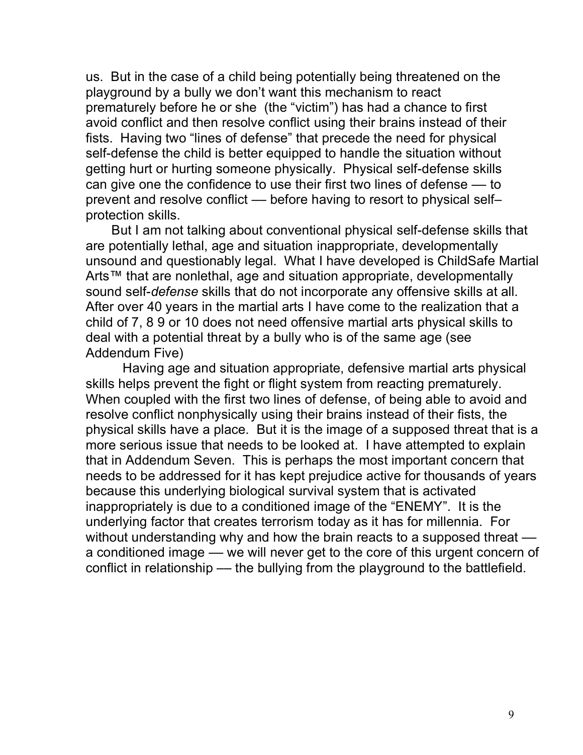us. But in the case of a child being potentially being threatened on the playground by a bully we don't want this mechanism to react prematurely before he or she (the "victim") has had a chance to first avoid conflict and then resolve conflict using their brains instead of their fists. Having two "lines of defense" that precede the need for physical self-defense the child is better equipped to handle the situation without getting hurt or hurting someone physically. Physical self-defense skills can give one the confidence to use their first two lines of defense — to prevent and resolve conflict — before having to resort to physical self–protection skills.

But I am not talking about conventional physical self-defense skills that are potentially lethal, age and situation inappropriate, developmentally unsound and questionably legal. What I have developed is ChildSafe Martial Arts™ that are nonlethal, age and situation appropriate, developmentally sound self-*defense* skills that do not incorporate any offensive skills at all. After over 40 years in the martial arts I have come to the realization that a child of 7, 8 9 or 10 does not need offensive martial arts physical skills to deal with a potential threat by a bully who is of the same age (see Addendum Five)

Having age and situation appropriate, defensive martial arts physical skills helps prevent the fight or flight system from reacting prematurely. When coupled with the first two lines of defense, of being able to avoid and resolve conflict nonphysically using their brains instead of their fists, the physical skills have a place. But it is the image of a supposed threat that is a more serious issue that needs to be looked at. I have attempted to explain that in Addendum Seven. This is perhaps the most important concern that needs to be addressed for it has kept prejudice active for thousands of years because this underlying biological survival system that is activated inappropriately is due to a conditioned image of the "ENEMY". It is the underlying factor that creates terrorism today as it has for millennia. For without understanding why and how the brain reacts to a supposed threat — a conditioned image — we will never get to the core of this urgent concern of conflict in relationship — the bullying from the playground to the battlefield.